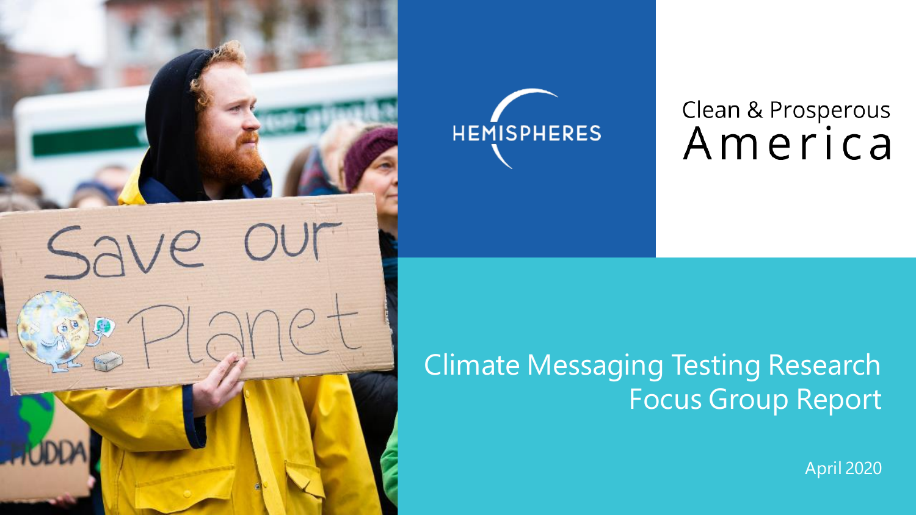HEMISPHERES

Clean & Prosperous America

# Climate Messaging Testing Research Focus Group Report

April 2020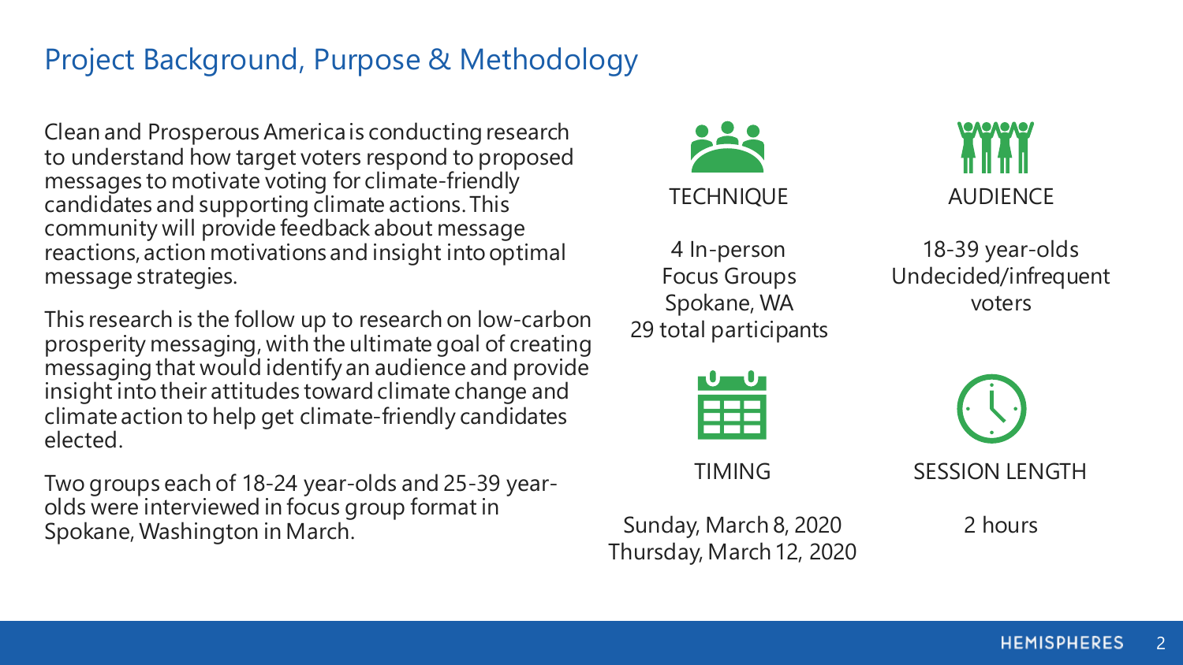# Project Background, Purpose & Methodology

Clean and Prosperous America is conducting research to understand how target voters respond to proposed messages to motivate voting for climate-friendly candidates and supporting climate actions. This community will provide feedback about message reactions, action motivations and insight into optimal message strategies.

This research is the follow up to research on low-carbon prosperity messaging, with the ultimate goal of creating messaging that would identify an audience and provide insight into their attitudes toward climate change and climate action to help get climate-friendly candidates elected.

Two groups each of 18-24 year-olds and 25-39 year-olds were interviewed in focus group format in Spokane, Washington in March.

**TECHNIQUE**

4 In-person Focus Groups
Spokane, WA
29 total participants

**AUDIENCE**

18-39 year-olds
Undecided/infrequent voters

**TIMING**

Sunday, March 8, 2020
Thursday, March 12, 2020

**SESSION LENGTH**

2 hours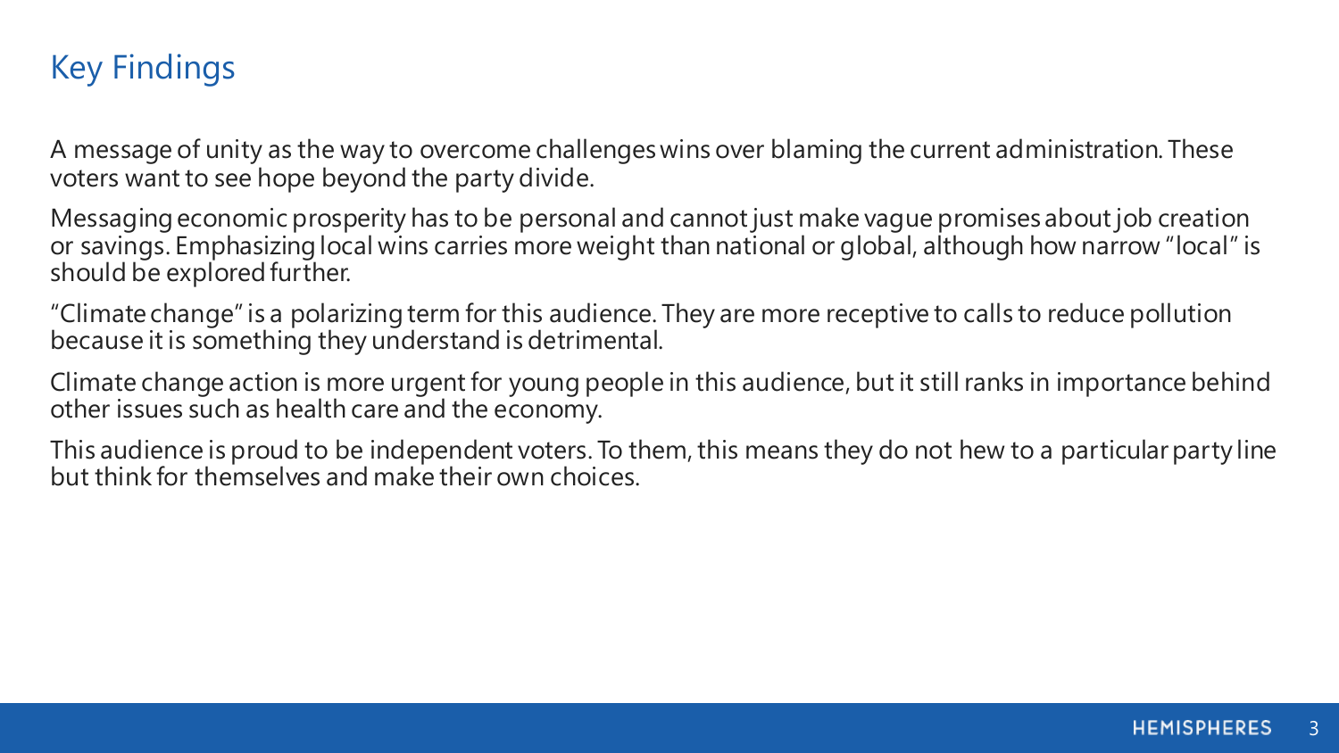## Key Findings

A message of unity as the way to overcome challenges wins over blaming the current administration. These voters want to see hope beyond the party divide.

Messaging economic prosperity has to be personal and cannot just make vague promises about job creation or savings. Emphasizing local wins carries more weight than national or global, although how narrow "local" is should be explored further.

"Climate change" is a polarizing term for this audience. They are more receptive to calls to reduce pollution because it is something they understand is detrimental.

Climate change action is more urgent for young people in this audience, but it still ranks in importance behind other issues such as health care and the economy.

This audience is proud to be independent voters. To them, this means they do not hew to a particular party line but think for themselves and make their own choices.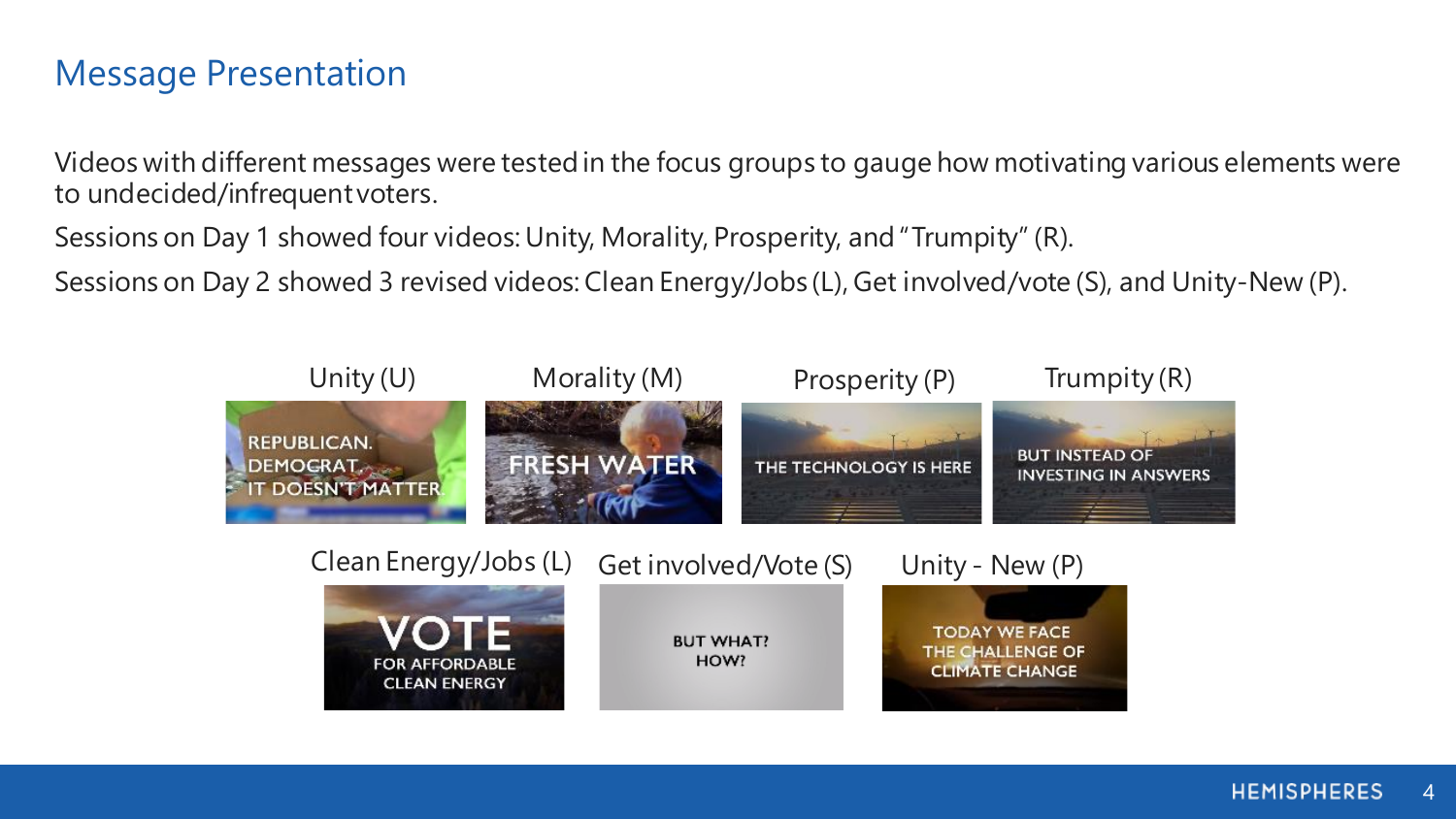## Message Presentation

Videos with different messages were tested in the focus groups to gauge how motivating various elements were to undecided/infrequent voters.

Sessions on Day 1 showed four videos: Unity, Morality, Prosperity, and "Trumpity" (R).

Sessions on Day 2 showed 3 revised videos: Clean Energy/Jobs (L), Get involved/vote (S), and Unity-New (P).

Unity (U)

REPUBLICAN. DEMOCRAT. IT DOESN'T MATTER.

Morality (M)

FRESH WATER

Prosperity (P)

THE TECHNOLOGY IS HERE

Trumpity (R)

BUT INSTEAD OF INVESTING IN ANSWERS

Clean Energy/Jobs (L)

VOTE FOR AFFORDABLE CLEAN ENERGY

Get involved/Vote (S)

BUT WHAT? HOW?

Unity - New (P)

TODAY WE FACE THE CHALLENGE OF CLIMATE CHANGE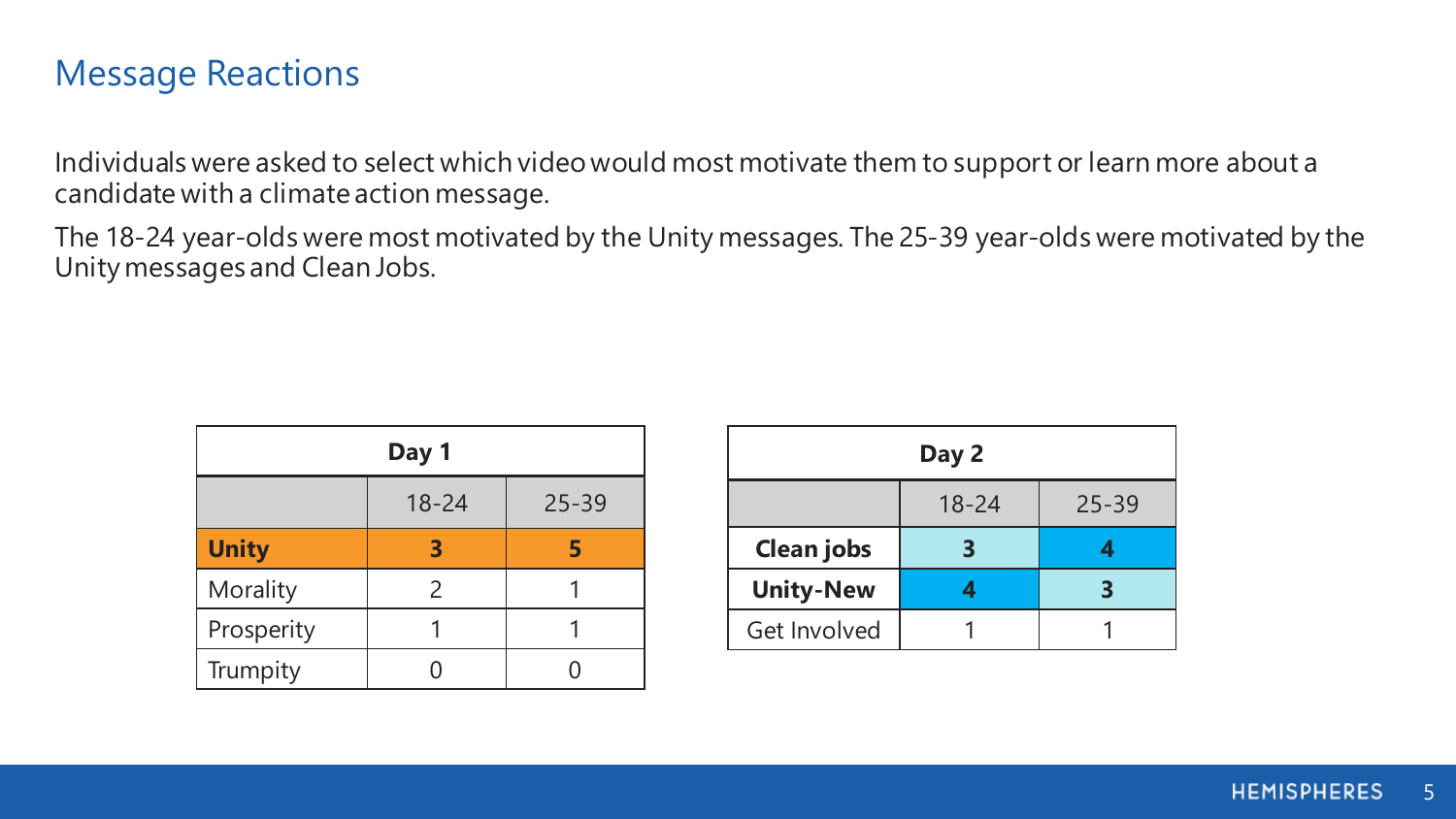## Message Reactions

Individuals were asked to select which video would most motivate them to support or learn more about a candidate with a climate action message.

The 18-24 year-olds were most motivated by the Unity messages. The 25-39 year-olds were motivated by the Unity messages and Clean Jobs.

| Day 1 | | |
|---|---|---|
| | 18-24 | 25-39 |
| **Unity** | **3** | **5** |
| Morality | 2 | 1 |
| Prosperity | 1 | 1 |
| Trumpity | 0 | 0 |

| Day 2 | | |
|---|---|---|
| | 18-24 | 25-39 |
| **Clean jobs** | **3** | **4** |
| **Unity-New** | **4** | **3** |
| Get Involved | 1 | 1 |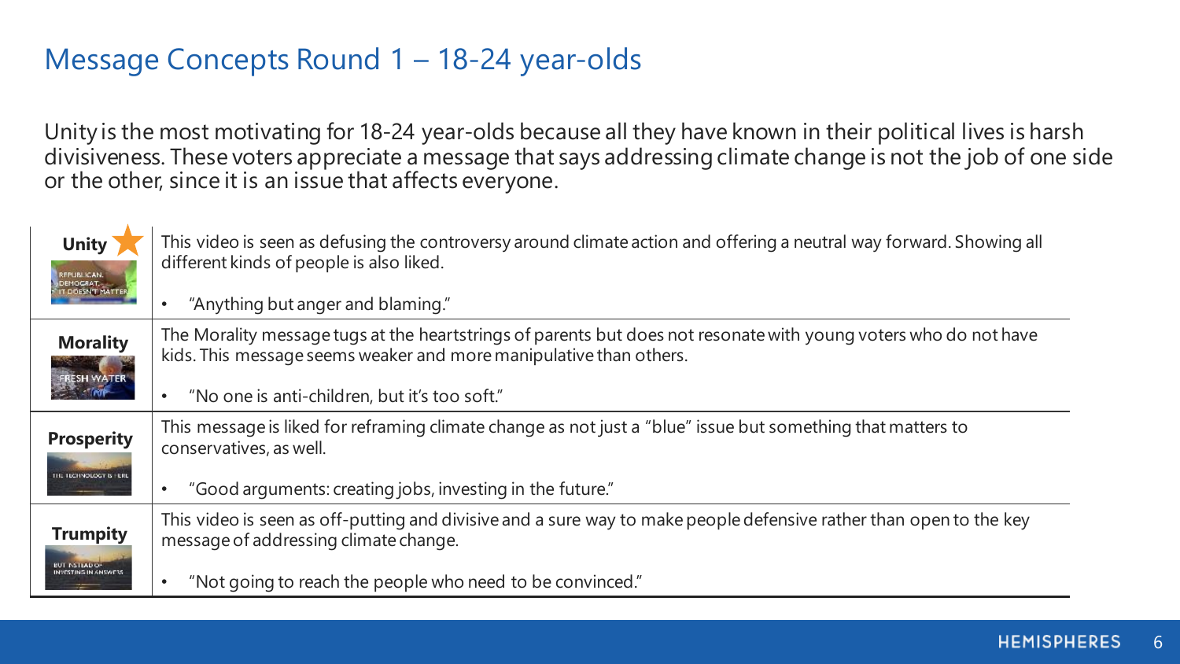# Message Concepts Round 1 – 18-24 year-olds

Unity is the most motivating for 18-24 year-olds because all they have known in their political lives is harsh divisiveness. These voters appreciate a message that says addressing climate change is not the job of one side or the other, since it is an issue that affects everyone.

| Concept | Description |
|---|---|
| **Unity** ★ | This video is seen as defusing the controversy around climate action and offering a neutral way forward. Showing all different kinds of people is also liked.<br><br>• "Anything but anger and blaming." |
| **Morality** | The Morality message tugs at the heartstrings of parents but does not resonate with young voters who do not have kids. This message seems weaker and more manipulative than others.<br><br>• "No one is anti-children, but it's too soft." |
| **Prosperity** | This message is liked for reframing climate change as not just a "blue" issue but something that matters to conservatives, as well.<br><br>• "Good arguments: creating jobs, investing in the future." |
| **Trumpity** | This video is seen as off-putting and divisive and a sure way to make people defensive rather than open to the key message of addressing climate change.<br><br>• "Not going to reach the people who need to be convinced." |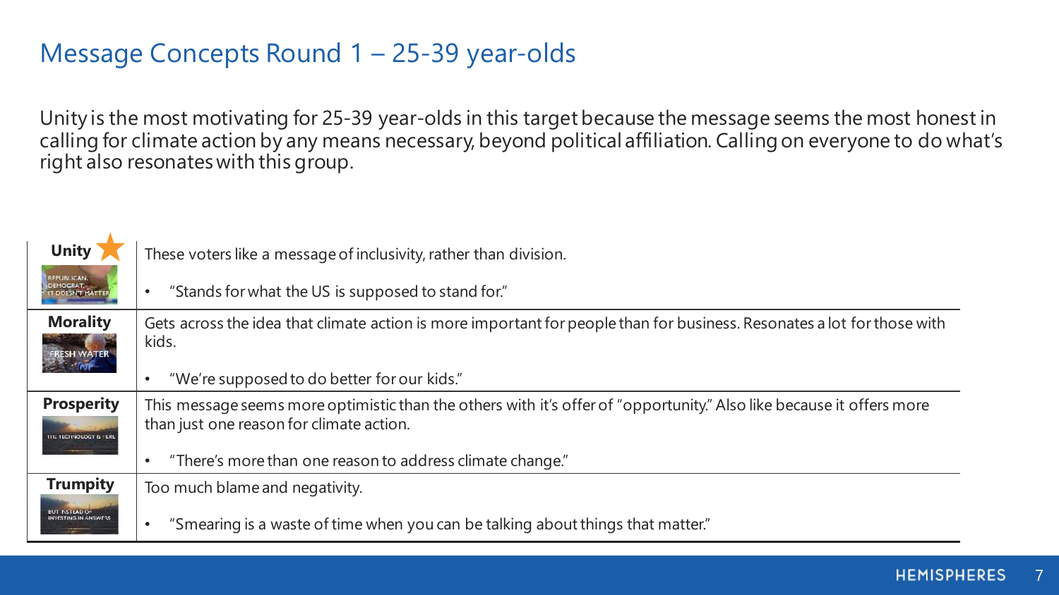## Message Concepts Round 1 – 25-39 year-olds

Unity is the most motivating for 25-39 year-olds in this target because the message seems the most honest in calling for climate action by any means necessary, beyond political affiliation. Calling on everyone to do what's right also resonates with this group.

| | |
|---|---|
| **Unity** ★ | These voters like a message of inclusivity, rather than division.<br><br>• "Stands for what the US is supposed to stand for." |
| **Morality** | Gets across the idea that climate action is more important for people than for business. Resonates a lot for those with kids.<br><br>• "We're supposed to do better for our kids." |
| **Prosperity** | This message seems more optimistic than the others with it's offer of "opportunity." Also like because it offers more than just one reason for climate action.<br><br>• "There's more than one reason to address climate change." |
| **Trumpity** | Too much blame and negativity.<br><br>• "Smearing is a waste of time when you can be talking about things that matter." |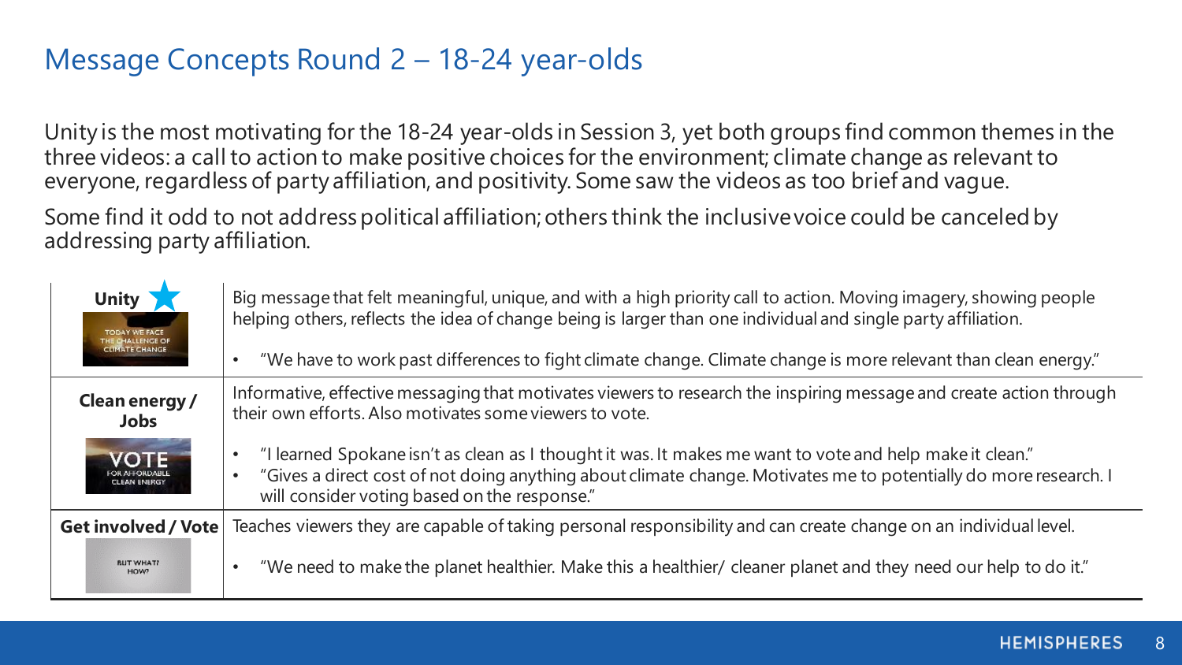# Message Concepts Round 2 – 18-24 year-olds

Unity is the most motivating for the 18-24 year-olds in Session 3, yet both groups find common themes in the three videos: a call to action to make positive choices for the environment; climate change as relevant to everyone, regardless of party affiliation, and positivity. Some saw the videos as too brief and vague.

Some find it odd to not address political affiliation; others think the inclusive voice could be canceled by addressing party affiliation.

| | |
|---|---|
| **Unity** ★ <br> TODAY WE FACE THE CHALLENGE OF CLIMATE CHANGE | Big message that felt meaningful, unique, and with a high priority call to action. Moving imagery, showing people helping others, reflects the idea of change being is larger than one individual and single party affiliation. <br><br> • "We have to work past differences to fight climate change. Climate change is more relevant than clean energy." |
| **Clean energy / Jobs** <br> VOTE FOR AFFORDABLE CLEAN ENERGY | Informative, effective messaging that motivates viewers to research the inspiring message and create action through their own efforts. Also motivates some viewers to vote. <br><br> • "I learned Spokane isn't as clean as I thought it was. It makes me want to vote and help make it clean." <br> • "Gives a direct cost of not doing anything about climate change. Motivates me to potentially do more research. I will consider voting based on the response." |
| **Get involved / Vote** <br> BUT WHAT? HOW? | Teaches viewers they are capable of taking personal responsibility and can create change on an individual level. <br><br> • "We need to make the planet healthier. Make this a healthier/ cleaner planet and they need our help to do it." |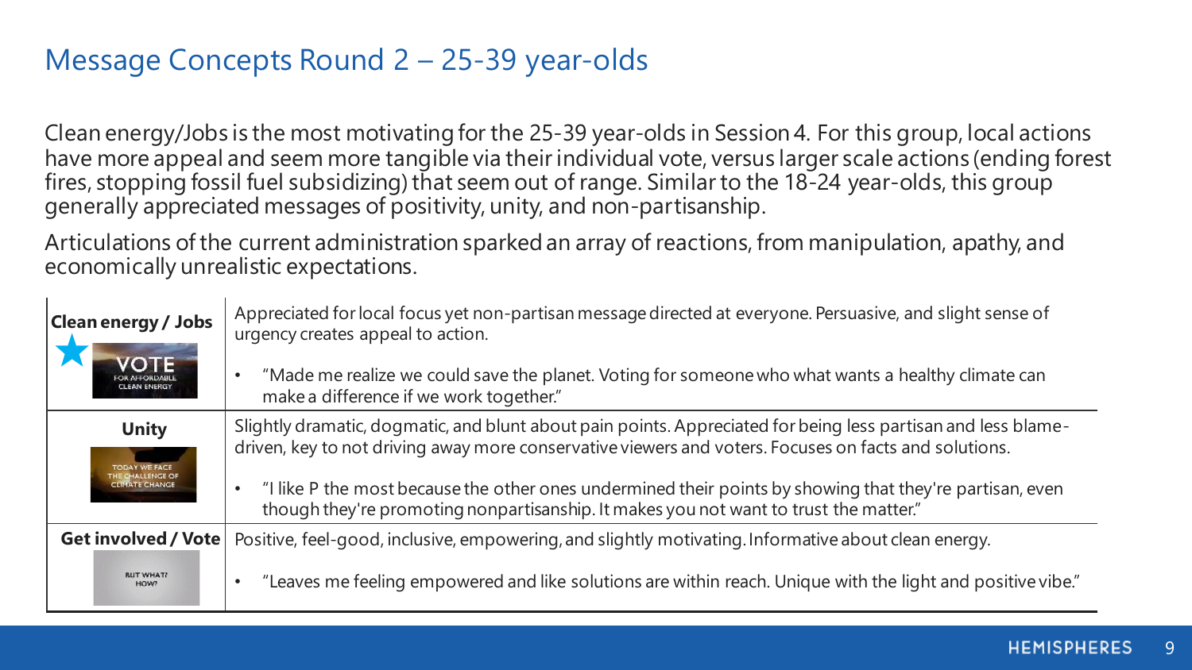## Message Concepts Round 2 – 25-39 year-olds

Clean energy/Jobs is the most motivating for the 25-39 year-olds in Session 4. For this group, local actions have more appeal and seem more tangible via their individual vote, versus larger scale actions (ending forest fires, stopping fossil fuel subsidizing) that seem out of range. Similar to the 18-24 year-olds, this group generally appreciated messages of positivity, unity, and non-partisanship.

Articulations of the current administration sparked an array of reactions, from manipulation, apathy, and economically unrealistic expectations.

| Concept | Feedback |
| --- | --- |
| **Clean energy / Jobs** ★ | Appreciated for local focus yet non-partisan message directed at everyone. Persuasive, and slight sense of urgency creates appeal to action.<br><br>• "Made me realize we could save the planet. Voting for someone who what wants a healthy climate can make a difference if we work together." |
| **Unity** | Slightly dramatic, dogmatic, and blunt about pain points. Appreciated for being less partisan and less blame-driven, key to not driving away more conservative viewers and voters. Focuses on facts and solutions.<br><br>• "I like P the most because the other ones undermined their points by showing that they're partisan, even though they're promoting nonpartisanship. It makes you not want to trust the matter." |
| **Get involved / Vote** | Positive, feel-good, inclusive, empowering, and slightly motivating. Informative about clean energy.<br><br>• "Leaves me feeling empowered and like solutions are within reach. Unique with the light and positive vibe." |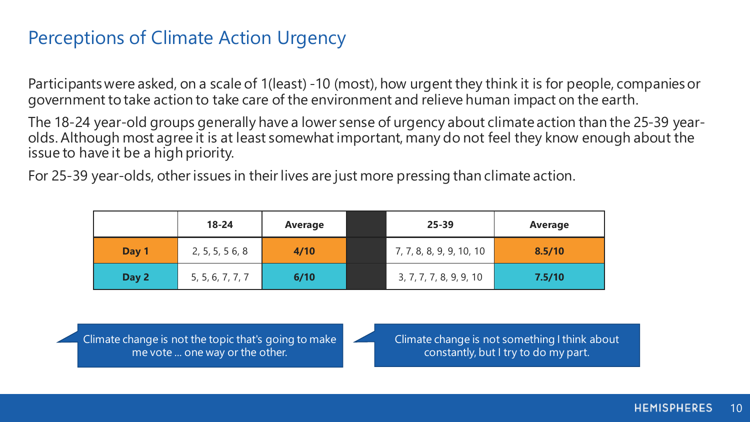# Perceptions of Climate Action Urgency

Participants were asked, on a scale of 1(least) -10 (most), how urgent they think it is for people, companies or government to take action to take care of the environment and relieve human impact on the earth.

The 18-24 year-old groups generally have a lower sense of urgency about climate action than the 25-39 year-olds. Although most agree it is at least somewhat important, many do not feel they know enough about the issue to have it be a high priority.

For 25-39 year-olds, other issues in their lives are just more pressing than climate action.

| | 18-24 | Average | | 25-39 | Average |
|---|---|---|---|---|---|
| **Day 1** | 2, 5, 5, 5 6, 8 | **4/10** | | 7, 7, 8, 8, 9, 9, 10, 10 | **8.5/10** |
| **Day 2** | 5, 5, 6, 7, 7, 7 | **6/10** | | 3, 7, 7, 7, 8, 9, 9, 10 | **7.5/10** |

Climate change is not the topic that's going to make me vote ... one way or the other.

Climate change is not something I think about constantly, but I try to do my part.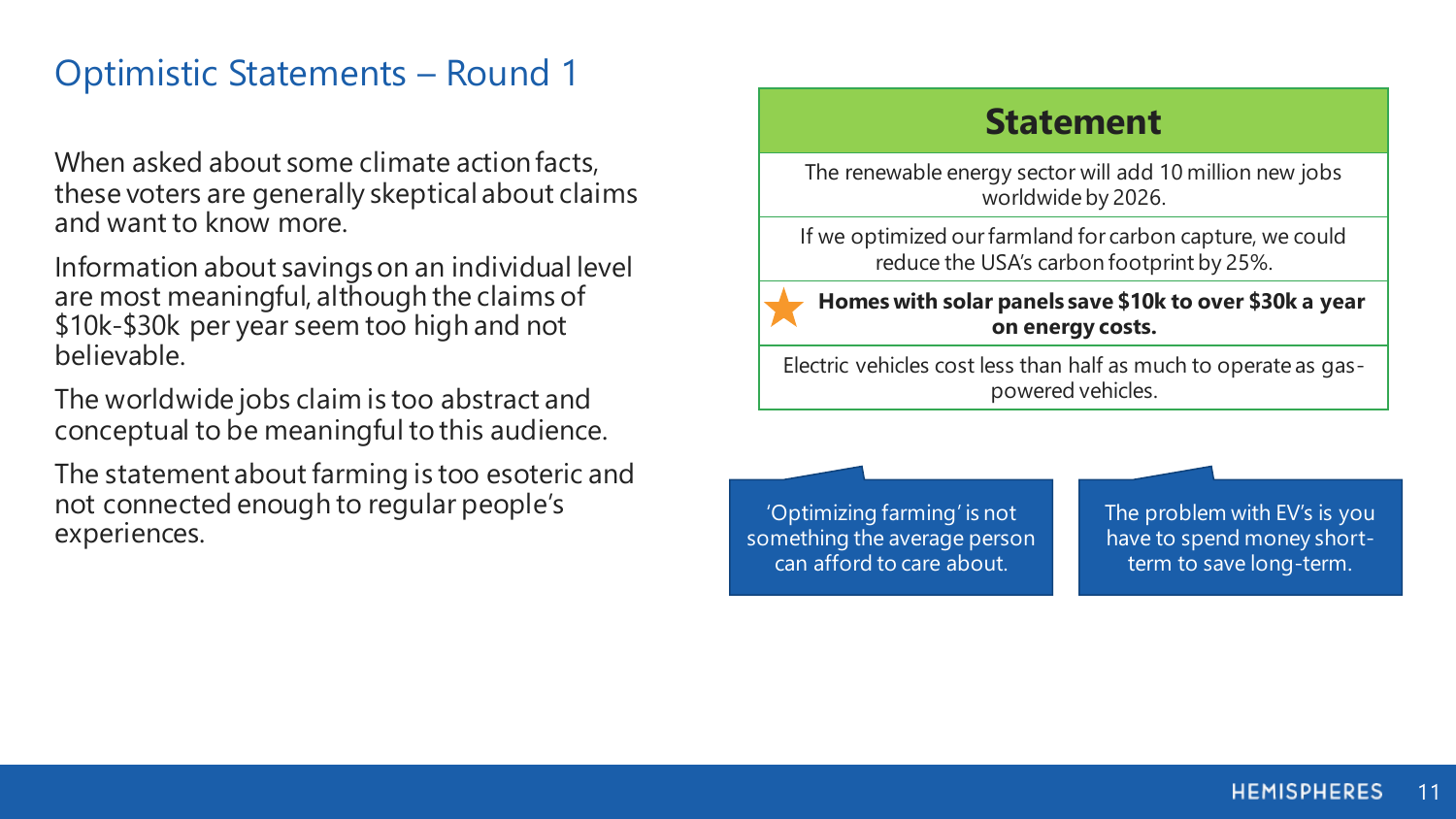## Optimistic Statements – Round 1

When asked about some climate action facts, these voters are generally skeptical about claims and want to know more.

Information about savings on an individual level are most meaningful, although the claims of $10k-$30k per year seem too high and not believable.

The worldwide jobs claim is too abstract and conceptual to be meaningful to this audience.

The statement about farming is too esoteric and not connected enough to regular people's experiences.

| Statement |
| --- |
| The renewable energy sector will add 10 million new jobs worldwide by 2026. |
| If we optimized our farmland for carbon capture, we could reduce the USA's carbon footprint by 25%. |
| ★ **Homes with solar panels save $10k to over $30k a year on energy costs.** |
| Electric vehicles cost less than half as much to operate as gas-powered vehicles. |

> 'Optimizing farming' is not something the average person can afford to care about.

> The problem with EV's is you have to spend money short-term to save long-term.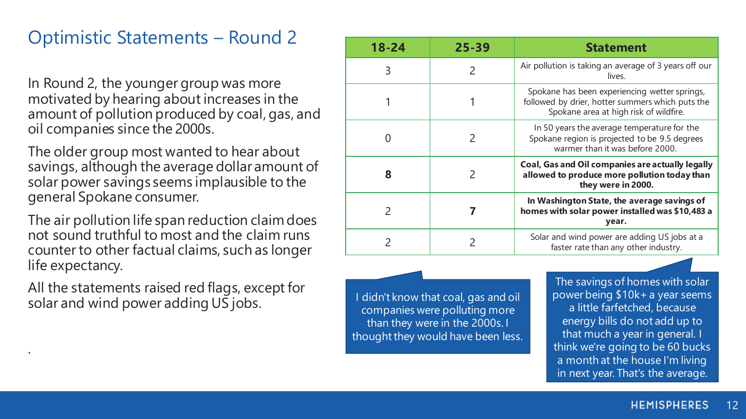## Optimistic Statements – Round 2

In Round 2, the younger group was more motivated by hearing about increases in the amount of pollution produced by coal, gas, and oil companies since the 2000s.

The older group most wanted to hear about savings, although the average dollar amount of solar power savings seems implausible to the general Spokane consumer.

The air pollution life span reduction claim does not sound truthful to most and the claim runs counter to other factual claims, such as longer life expectancy.

All the statements raised red flags, except for solar and wind power adding US jobs.

.

| 18-24 | 25-39 | Statement |
|---|---|---|
| 3 | 2 | Air pollution is taking an average of 3 years off our lives. |
| 1 | 1 | Spokane has been experiencing wetter springs, followed by drier, hotter summers which puts the Spokane area at high risk of wildfire. |
| 0 | 2 | In 50 years the average temperature for the Spokane region is projected to be 9.5 degrees warmer than it was before 2000. |
| **8** | 2 | **Coal, Gas and Oil companies are actually legally allowed to produce more pollution today than they were in 2000.** |
| 2 | **7** | **In Washington State, the average savings of homes with solar power installed was $10,483 a year.** |
| 2 | 2 | Solar and wind power are adding US jobs at a faster rate than any other industry. |

> I didn't know that coal, gas and oil companies were polluting more than they were in the 2000s. I thought they would have been less.

> The savings of homes with solar power being $10k+ a year seems a little farfetched, because energy bills do not add up to that much a year in general. I think we're going to be 60 bucks a month at the house I'm living in next year. That's the average.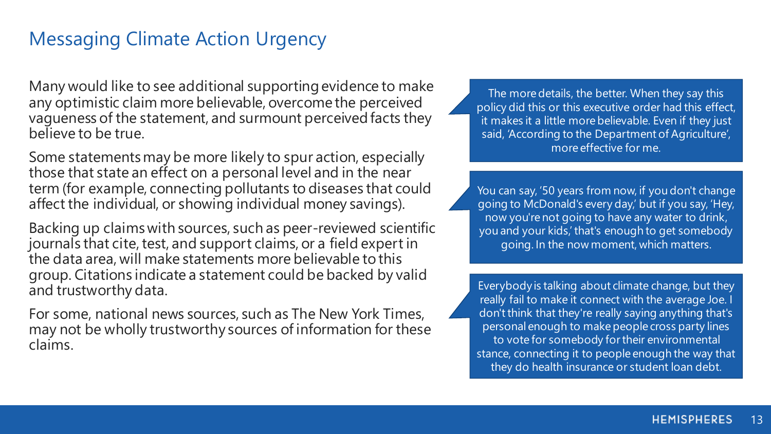# Messaging Climate Action Urgency

Many would like to see additional supporting evidence to make any optimistic claim more believable, overcome the perceived vagueness of the statement, and surmount perceived facts they believe to be true.

Some statements may be more likely to spur action, especially those that state an effect on a personal level and in the near term (for example, connecting pollutants to diseases that could affect the individual, or showing individual money savings).

Backing up claims with sources, such as peer-reviewed scientific journals that cite, test, and support claims, or a field expert in the data area, will make statements more believable to this group. Citations indicate a statement could be backed by valid and trustworthy data.

For some, national news sources, such as The New York Times, may not be wholly trustworthy sources of information for these claims.

> The more details, the better. When they say this policy did this or this executive order had this effect, it makes it a little more believable. Even if they just said, 'According to the Department of Agriculture', more effective for me.

> You can say, '50 years from now, if you don't change going to McDonald's every day,' but if you say, 'Hey, now you're not going to have any water to drink, you and your kids,' that's enough to get somebody going. In the now moment, which matters.

> Everybody is talking about climate change, but they really fail to make it connect with the average Joe. I don't think that they're really saying anything that's personal enough to make people cross party lines to vote for somebody for their environmental stance, connecting it to people enough the way that they do health insurance or student loan debt.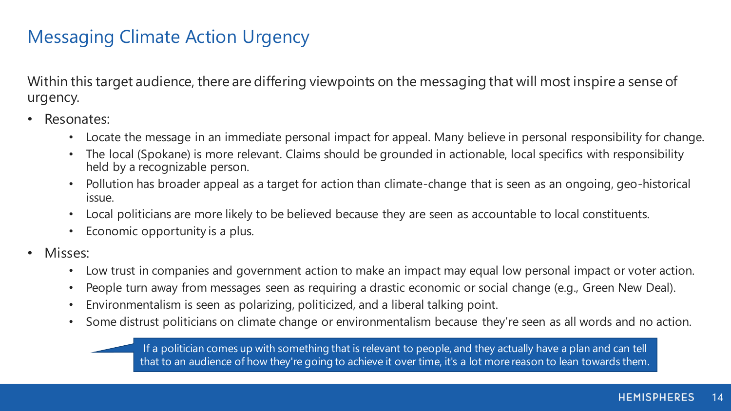# Messaging Climate Action Urgency

Within this target audience, there are differing viewpoints on the messaging that will most inspire a sense of urgency.

- Resonates:
  - Locate the message in an immediate personal impact for appeal. Many believe in personal responsibility for change.
  - The local (Spokane) is more relevant. Claims should be grounded in actionable, local specifics with responsibility held by a recognizable person.
  - Pollution has broader appeal as a target for action than climate-change that is seen as an ongoing, geo-historical issue.
  - Local politicians are more likely to be believed because they are seen as accountable to local constituents.
  - Economic opportunity is a plus.
- Misses:
  - Low trust in companies and government action to make an impact may equal low personal impact or voter action.
  - People turn away from messages seen as requiring a drastic economic or social change (e.g., Green New Deal).
  - Environmentalism is seen as polarizing, politicized, and a liberal talking point.
  - Some distrust politicians on climate change or environmentalism because they're seen as all words and no action.

> If a politician comes up with something that is relevant to people, and they actually have a plan and can tell that to an audience of how they're going to achieve it over time, it's a lot more reason to lean towards them.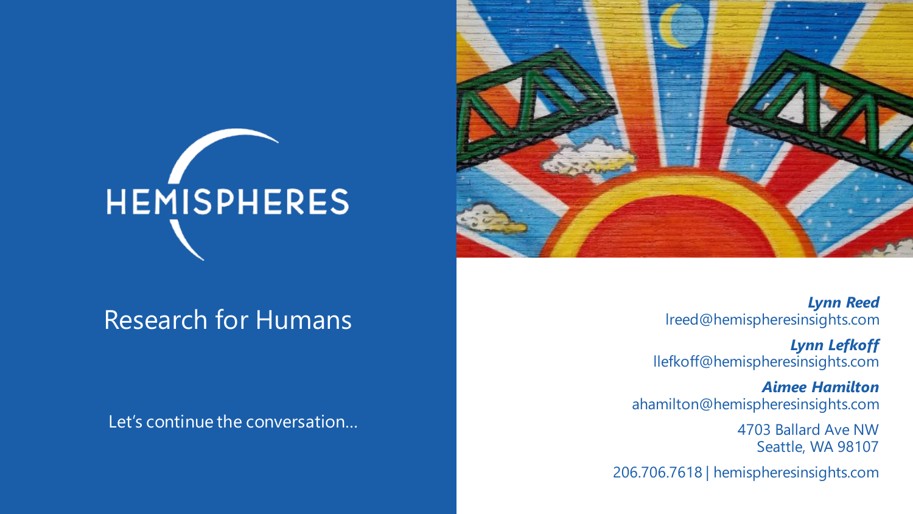HEMISPHERES

Research for Humans

Let's continue the conversation…

***Lynn Reed***
lreed@hemispheresinsights.com

***Lynn Lefkoff***
llefkoff@hemispheresinsights.com

***Aimee Hamilton***
ahamilton@hemispheresinsights.com

4703 Ballard Ave NW
Seattle, WA 98107

206.706.7618 | hemispheresinsights.com